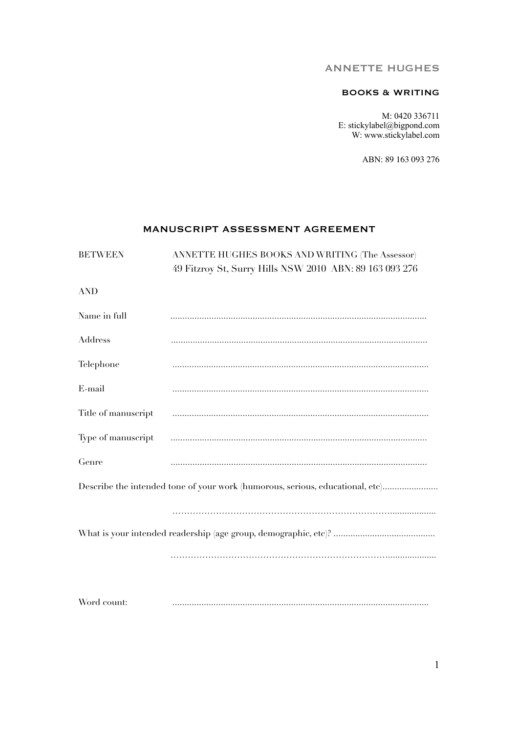ANNETTE HUGHES

**BOOKS & WRITING**

M: 0420 336711
E: stickylabel@bigpond.com
W: www.stickylabel.com

ABN: 89 163 093 276

## MANUSCRIPT ASSESSMENT AGREEMENT

BETWEEN ANNETTE HUGHES BOOKS AND WRITING (The Assessor)
49 Fitzroy St, Surry Hills NSW 2010 ABN: 89 163 093 276

AND

Name in full .........................................................................................................

Address .........................................................................................................

Telephone .........................................................................................................

E-mail .........................................................................................................

Title of manuscript .........................................................................................................

Type of manuscript .........................................................................................................

Genre .........................................................................................................

Describe the intended tone of your work (humorous, serious, educational, etc).......................

………………………………………………………………………..................

What is your intended readership (age group, demographic, etc)? ..........................................

………………………………………………………………………..................

Word count: .........................................................................................................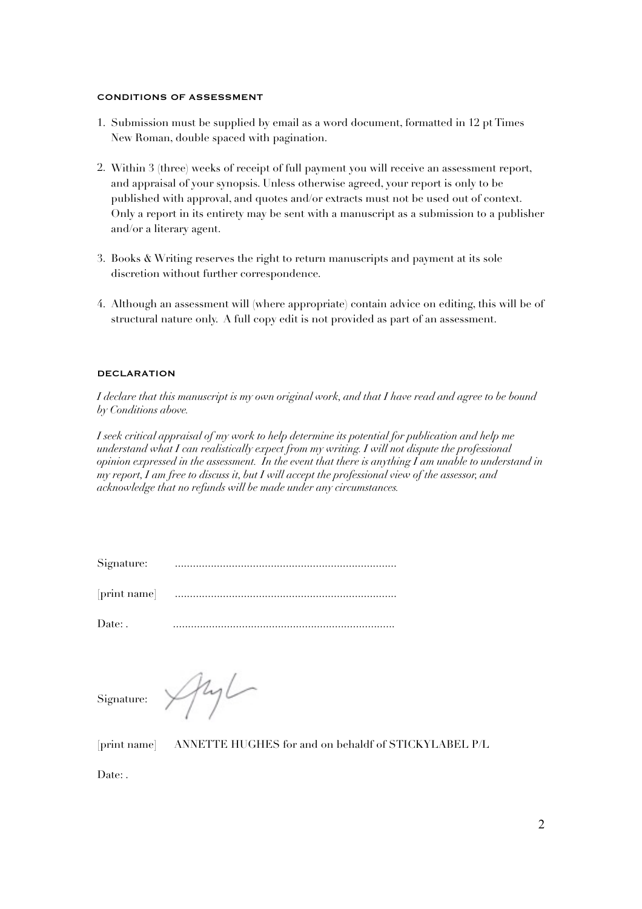#### CONDITIONS OF ASSESSMENT

1. Submission must be supplied by email as a word document, formatted in 12 pt Times New Roman, double spaced with pagination.

2. Within 3 (three) weeks of receipt of full payment you will receive an assessment report, and appraisal of your synopsis. Unless otherwise agreed, your report is only to be published with approval, and quotes and/or extracts must not be used out of context. Only a report in its entirety may be sent with a manuscript as a submission to a publisher and/or a literary agent.

3. Books & Writing reserves the right to return manuscripts and payment at its sole discretion without further correspondence.

4. Although an assessment will (where appropriate) contain advice on editing, this will be of structural nature only. A full copy edit is not provided as part of an assessment.

#### DECLARATION

*I declare that this manuscript is my own original work, and that I have read and agree to be bound by Conditions above.*

*I seek critical appraisal of my work to help determine its potential for publication and help me understand what I can realistically expect from my writing. I will not dispute the professional opinion expressed in the assessment. In the event that there is anything I am unable to understand in my report, I am free to discuss it, but I will accept the professional view of the assessor, and acknowledge that no refunds will be made under any circumstances.*

Signature: ..........................................................................

[print name] ..........................................................................

Date: . ..........................................................................

Signature:

[print name] ANNETTE HUGHES for and on behaldf of STICKYLABEL P/L

Date: .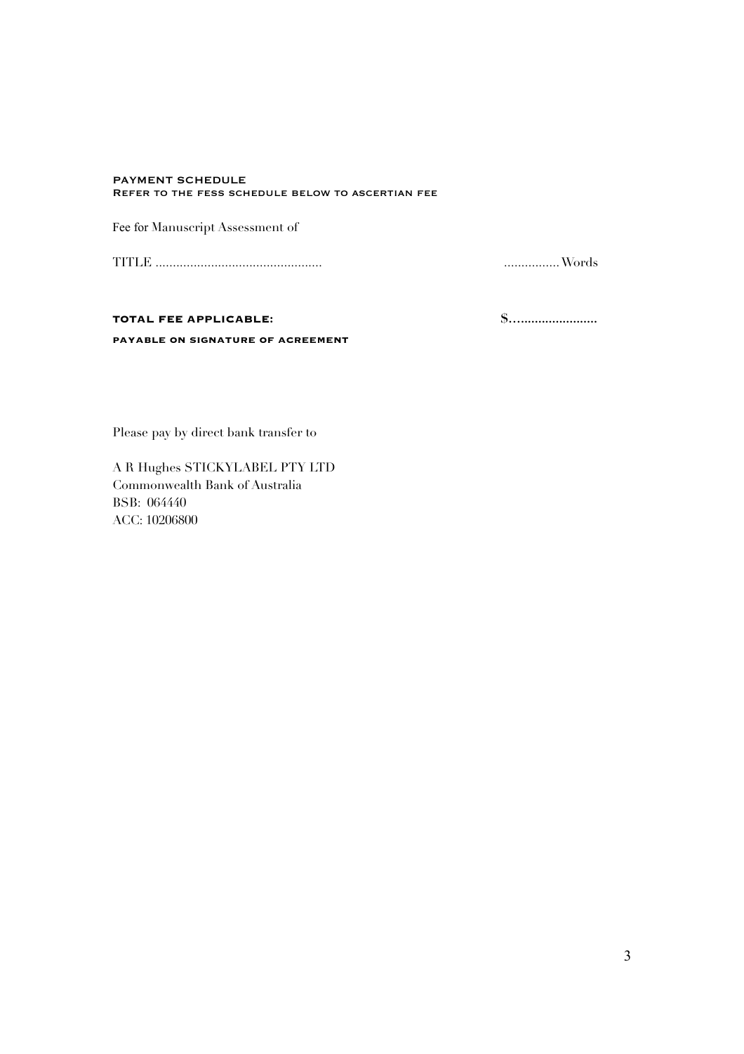**PAYMENT SCHEDULE**
**REFER TO THE FESS SCHEDULE BELOW TO ASCERTIAN FEE**

Fee for Manuscript Assessment of

TITLE ................................................ ................Words

**TOTAL FEE APPLICABLE:** $…......................

**PAYABLE ON SIGNATURE OF ACREEMENT**

Please pay by direct bank transfer to

A R Hughes STICKYLABEL PTY LTD
Commonwealth Bank of Australia
BSB: 064440
ACC: 10206800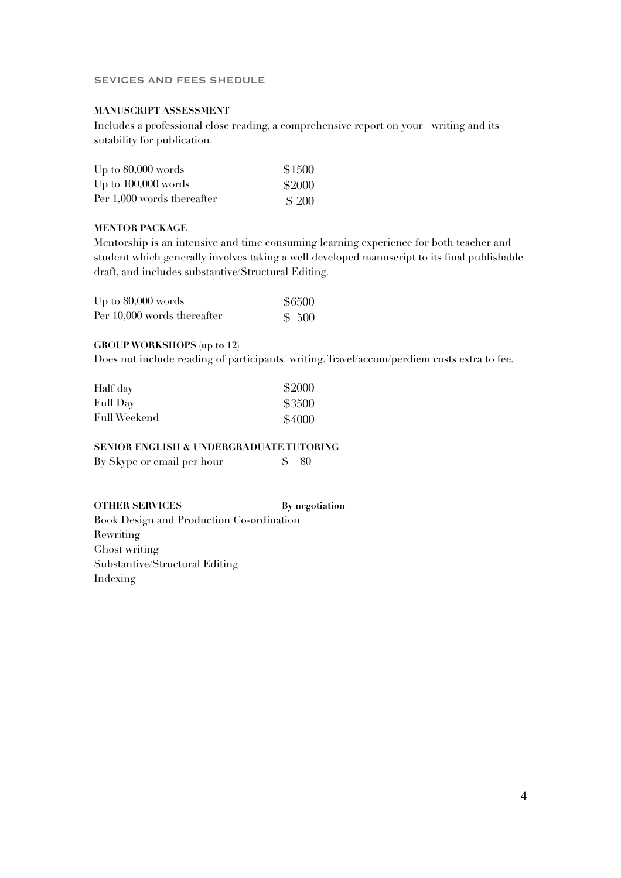## SEVICES AND FEES SHEDULE

**MANUSCRIPT ASSESSMENT**

Includes a professional close reading, a comprehensive report on your writing and its sutability for publication.

| | |
|---|---|
| Up to 80,000 words | $1500 |
| Up to 100,000 words | $2000 |
| Per 1,000 words thereafter | $ 200 |

**MENTOR PACKAGE**

Mentorship is an intensive and time consuming learning experience for both teacher and student which generally involves taking a well developed manuscript to its final publishable draft, and includes substantive/Structural Editing.

| | |
|---|---|
| Up to 80,000 words | $6500 |
| Per 10,000 words thereafter | $ 500 |

**GROUP WORKSHOPS (up to 12)**

Does not include reading of participants' writing. Travel/accom/perdiem costs extra to fee.

| | |
|---|---|
| Half day | $2000 |
| Full Day | $3500 |
| Full Weekend | $4000 |

**SENIOR ENGLISH & UNDERGRADUATE TUTORING**

| | |
|---|---|
| By Skype or email per hour | $ 80 |

**OTHER SERVICES** **By negotiation**

Book Design and Production Co-ordination
Rewriting
Ghost writing
Substantive/Structural Editing
Indexing